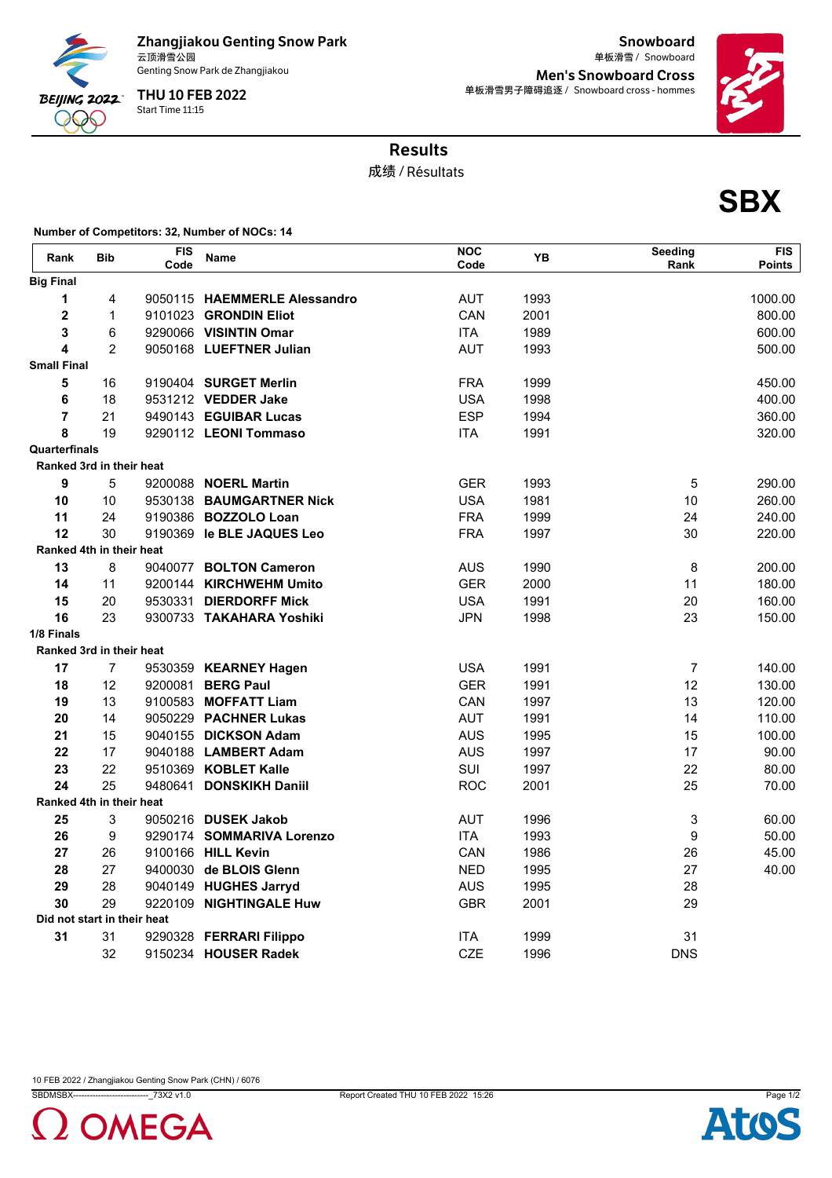Zhangjiakou Genting Snow Park
云顶滑雪公园
Genting Snow Park de Zhangjiakou

THU 10 FEB 2022
Start Time 11:15

Snowboard
单板滑雪 / Snowboard

Men's Snowboard Cross
单板滑雪男子障碍追逐 / Snowboard cross - hommes

# Results
成绩 / Résultats

**SBX**

**Number of Competitors: 32, Number of NOCs: 14**

| Rank | Bib | FIS Code | Name | NOC Code | YB | Seeding Rank | FIS Points |
|---|---|---|---|---|---|---|---|
| **Big Final** | | | | | | | |
| **1** | 4 | 9050115 | **HAEMMERLE Alessandro** | AUT | 1993 | | 1000.00 |
| **2** | 1 | 9101023 | **GRONDIN Eliot** | CAN | 2001 | | 800.00 |
| **3** | 6 | 9290066 | **VISINTIN Omar** | ITA | 1989 | | 600.00 |
| **4** | 2 | 9050168 | **LUEFTNER Julian** | AUT | 1993 | | 500.00 |
| **Small Final** | | | | | | | |
| **5** | 16 | 9190404 | **SURGET Merlin** | FRA | 1999 | | 450.00 |
| **6** | 18 | 9531212 | **VEDDER Jake** | USA | 1998 | | 400.00 |
| **7** | 21 | 9490143 | **EGUIBAR Lucas** | ESP | 1994 | | 360.00 |
| **8** | 19 | 9290112 | **LEONI Tommaso** | ITA | 1991 | | 320.00 |
| **Quarterfinals** | | | | | | | |
| **Ranked 3rd in their heat** | | | | | | | |
| **9** | 5 | 9200088 | **NOERL Martin** | GER | 1993 | 5 | 290.00 |
| **10** | 10 | 9530138 | **BAUMGARTNER Nick** | USA | 1981 | 10 | 260.00 |
| **11** | 24 | 9190386 | **BOZZOLO Loan** | FRA | 1999 | 24 | 240.00 |
| **12** | 30 | 9190369 | **le BLE JAQUES Leo** | FRA | 1997 | 30 | 220.00 |
| **Ranked 4th in their heat** | | | | | | | |
| **13** | 8 | 9040077 | **BOLTON Cameron** | AUS | 1990 | 8 | 200.00 |
| **14** | 11 | 9200144 | **KIRCHWEHM Umito** | GER | 2000 | 11 | 180.00 |
| **15** | 20 | 9530331 | **DIERDORFF Mick** | USA | 1991 | 20 | 160.00 |
| **16** | 23 | 9300733 | **TAKAHARA Yoshiki** | JPN | 1998 | 23 | 150.00 |
| **1/8 Finals** | | | | | | | |
| **Ranked 3rd in their heat** | | | | | | | |
| **17** | 7 | 9530359 | **KEARNEY Hagen** | USA | 1991 | 7 | 140.00 |
| **18** | 12 | 9200081 | **BERG Paul** | GER | 1991 | 12 | 130.00 |
| **19** | 13 | 9100583 | **MOFFATT Liam** | CAN | 1997 | 13 | 120.00 |
| **20** | 14 | 9050229 | **PACHNER Lukas** | AUT | 1991 | 14 | 110.00 |
| **21** | 15 | 9040155 | **DICKSON Adam** | AUS | 1995 | 15 | 100.00 |
| **22** | 17 | 9040188 | **LAMBERT Adam** | AUS | 1997 | 17 | 90.00 |
| **23** | 22 | 9510369 | **KOBLET Kalle** | SUI | 1997 | 22 | 80.00 |
| **24** | 25 | 9480641 | **DONSKIKH Daniil** | ROC | 2001 | 25 | 70.00 |
| **Ranked 4th in their heat** | | | | | | | |
| **25** | 3 | 9050216 | **DUSEK Jakob** | AUT | 1996 | 3 | 60.00 |
| **26** | 9 | 9290174 | **SOMMARIVA Lorenzo** | ITA | 1993 | 9 | 50.00 |
| **27** | 26 | 9100166 | **HILL Kevin** | CAN | 1986 | 26 | 45.00 |
| **28** | 27 | 9400030 | **de BLOIS Glenn** | NED | 1995 | 27 | 40.00 |
| **29** | 28 | 9040149 | **HUGHES Jarryd** | AUS | 1995 | 28 | |
| **30** | 29 | 9220109 | **NIGHTINGALE Huw** | GBR | 2001 | 29 | |
| **Did not start in their heat** | | | | | | | |
| **31** | 31 | 9290328 | **FERRARI Filippo** | ITA | 1999 | 31 | |
| | 32 | 9150234 | **HOUSER Radek** | CZE | 1996 | DNS | |

10 FEB 2022 / Zhangjiakou Genting Snow Park (CHN) / 6076

SBDMSBX---------------------------_73X2 v1.0 Report Created THU 10 FEB 2022 15:26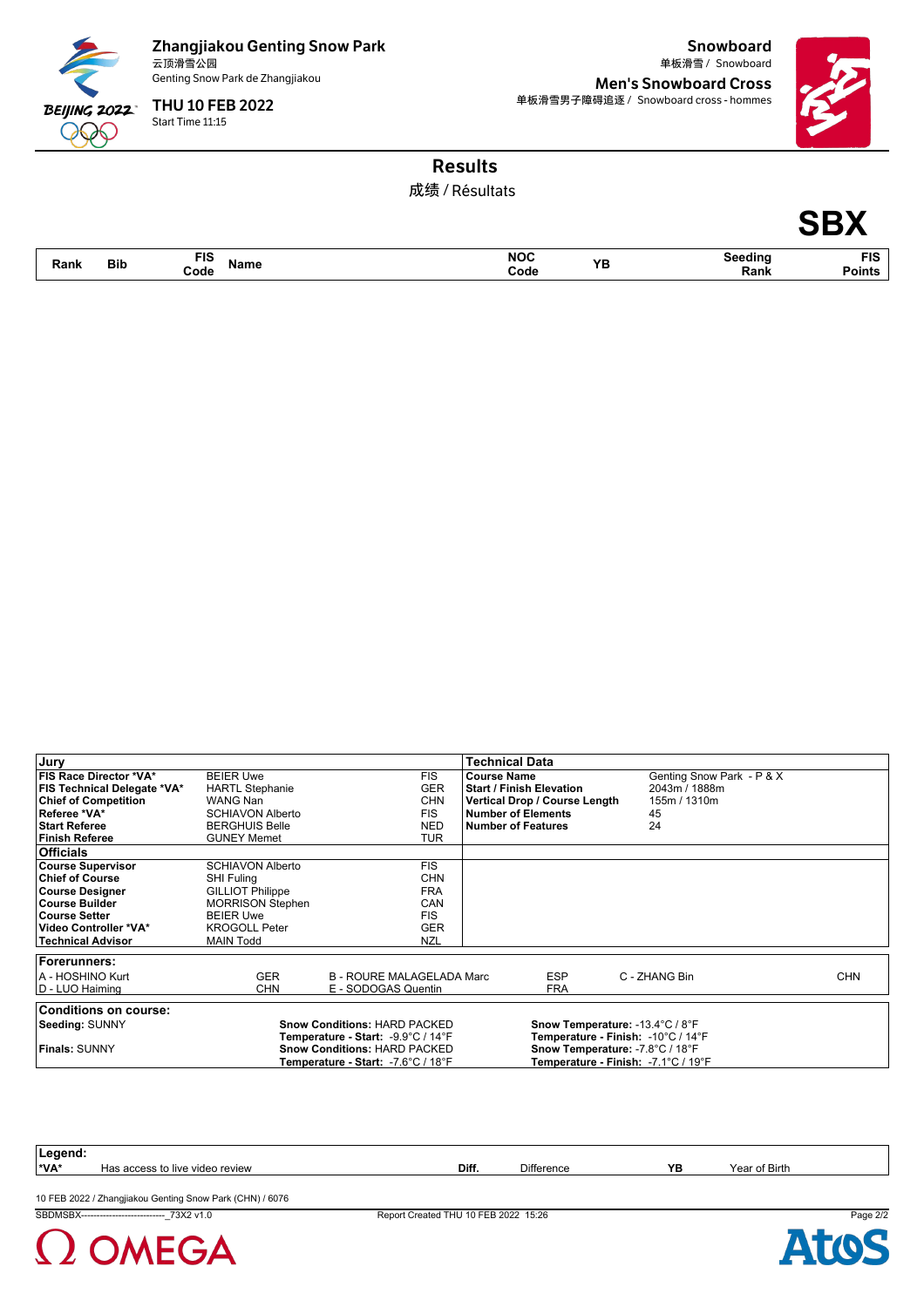# Results

成绩 / Résultats

**SBX**

| Rank | Bib | FIS Code | Name | NOC Code | YB | Seeding Rank | FIS Points |
|---|---|---|---|---|---|---|---|

| Jury | | |
|---|---|---|
| **FIS Race Director *VA*** | BEIER Uwe | FIS |
| **FIS Technical Delegate *VA*** | HARTL Stephanie | GER |
| **Chief of Competition** | WANG Nan | CHN |
| **Referee *VA*** | SCHIAVON Alberto | FIS |
| **Start Referee** | BERGHUIS Belle | NED |
| **Finish Referee** | GUNEY Memet | TUR |
| **Officials** | | |
| **Course Supervisor** | SCHIAVON Alberto | FIS |
| **Chief of Course** | SHI Fuling | CHN |
| **Course Designer** | GILLIOT Philippe | FRA |
| **Course Builder** | MORRISON Stephen | CAN |
| **Course Setter** | BEIER Uwe | FIS |
| **Video Controller *VA*** | KROGOLL Peter | GER |
| **Technical Advisor** | MAIN Todd | NZL |

| Technical Data | |
|---|---|
| **Course Name** | Genting Snow Park - P & X |
| **Start / Finish Elevation** | 2043m / 1888m |
| **Vertical Drop / Course Length** | 155m / 1310m |
| **Number of Elements** | 45 |
| **Number of Features** | 24 |

**Forerunners:**

| | | | | | |
|---|---|---|---|---|---|
| A - HOSHINO Kurt | GER | B - ROURE MALAGELADA Marc | ESP | C - ZHANG Bin | CHN |
| D - LUO Haiming | CHN | E - SODOGAS Quentin | FRA | | |

**Conditions on course:**

| | | |
|---|---|---|
| **Seeding:** SUNNY | **Snow Conditions:** HARD PACKED | **Snow Temperature:** -13.4°C / 8°F |
| | **Temperature - Start:** -9.9°C / 14°F | **Temperature - Finish:** -10°C / 14°F |
| **Finals:** SUNNY | **Snow Conditions:** HARD PACKED | **Snow Temperature:** -7.8°C / 18°F |
| | **Temperature - Start:** -7.6°C / 18°F | **Temperature - Finish:** -7.1°C / 19°F |

**Legend:**

| | | | | | |
|---|---|---|---|---|---|
| ***VA*** | Has access to live video review | **Diff.** | Difference | **YB** | Year of Birth |